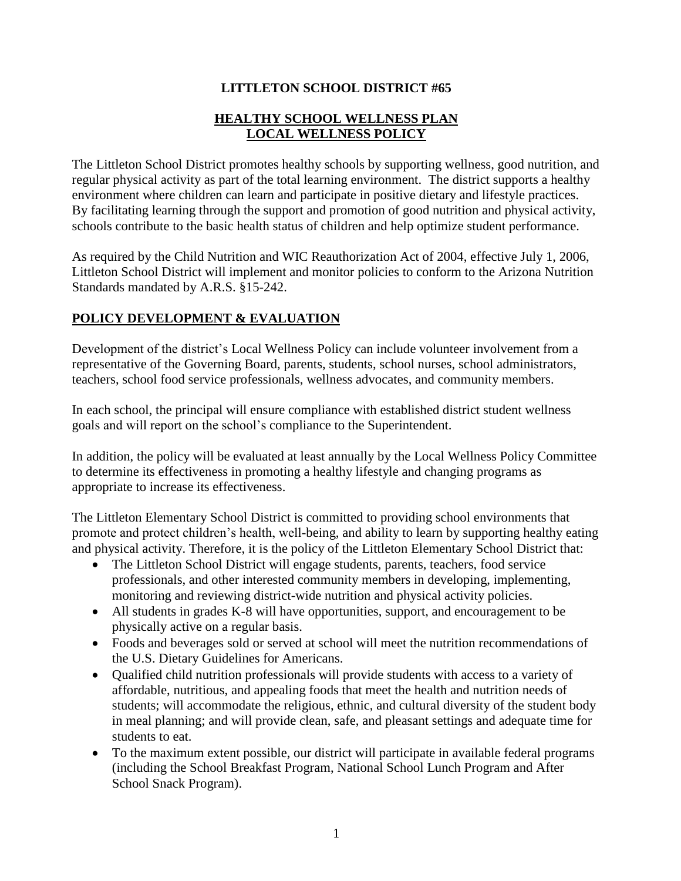# LITTLETON SCHOOL DISTRICT #65

## HEALTHY SCHOOL WELLNESS PLAN
## LOCAL WELLNESS POLICY

The Littleton School District promotes healthy schools by supporting wellness, good nutrition, and regular physical activity as part of the total learning environment. The district supports a healthy environment where children can learn and participate in positive dietary and lifestyle practices. By facilitating learning through the support and promotion of good nutrition and physical activity, schools contribute to the basic health status of children and help optimize student performance.

As required by the Child Nutrition and WIC Reauthorization Act of 2004, effective July 1, 2006, Littleton School District will implement and monitor policies to conform to the Arizona Nutrition Standards mandated by A.R.S. §15-242.

## POLICY DEVELOPMENT & EVALUATION

Development of the district's Local Wellness Policy can include volunteer involvement from a representative of the Governing Board, parents, students, school nurses, school administrators, teachers, school food service professionals, wellness advocates, and community members.

In each school, the principal will ensure compliance with established district student wellness goals and will report on the school's compliance to the Superintendent.

In addition, the policy will be evaluated at least annually by the Local Wellness Policy Committee to determine its effectiveness in promoting a healthy lifestyle and changing programs as appropriate to increase its effectiveness.

The Littleton Elementary School District is committed to providing school environments that promote and protect children's health, well-being, and ability to learn by supporting healthy eating and physical activity. Therefore, it is the policy of the Littleton Elementary School District that:

- The Littleton School District will engage students, parents, teachers, food service professionals, and other interested community members in developing, implementing, monitoring and reviewing district-wide nutrition and physical activity policies.
- All students in grades K-8 will have opportunities, support, and encouragement to be physically active on a regular basis.
- Foods and beverages sold or served at school will meet the nutrition recommendations of the U.S. Dietary Guidelines for Americans.
- Qualified child nutrition professionals will provide students with access to a variety of affordable, nutritious, and appealing foods that meet the health and nutrition needs of students; will accommodate the religious, ethnic, and cultural diversity of the student body in meal planning; and will provide clean, safe, and pleasant settings and adequate time for students to eat.
- To the maximum extent possible, our district will participate in available federal programs (including the School Breakfast Program, National School Lunch Program and After School Snack Program).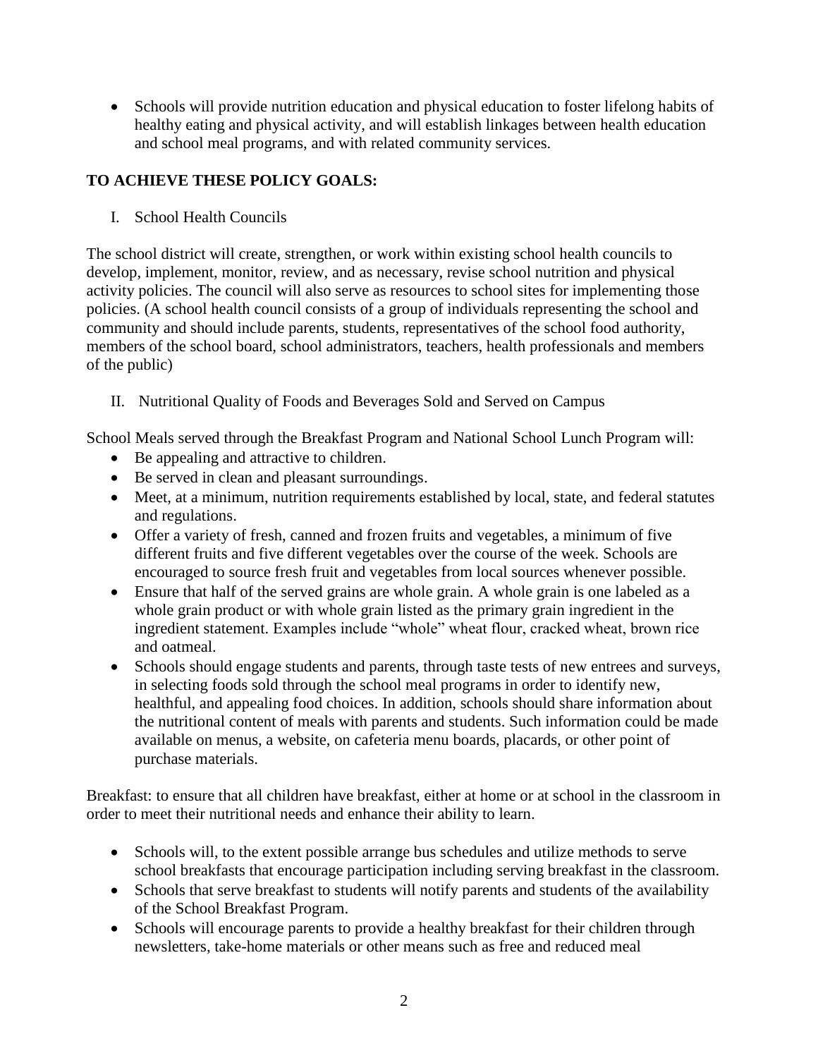- Schools will provide nutrition education and physical education to foster lifelong habits of healthy eating and physical activity, and will establish linkages between health education and school meal programs, and with related community services.

## TO ACHIEVE THESE POLICY GOALS:

I. School Health Councils

The school district will create, strengthen, or work within existing school health councils to develop, implement, monitor, review, and as necessary, revise school nutrition and physical activity policies. The council will also serve as resources to school sites for implementing those policies. (A school health council consists of a group of individuals representing the school and community and should include parents, students, representatives of the school food authority, members of the school board, school administrators, teachers, health professionals and members of the public)

II. Nutritional Quality of Foods and Beverages Sold and Served on Campus

School Meals served through the Breakfast Program and National School Lunch Program will:

- Be appealing and attractive to children.
- Be served in clean and pleasant surroundings.
- Meet, at a minimum, nutrition requirements established by local, state, and federal statutes and regulations.
- Offer a variety of fresh, canned and frozen fruits and vegetables, a minimum of five different fruits and five different vegetables over the course of the week. Schools are encouraged to source fresh fruit and vegetables from local sources whenever possible.
- Ensure that half of the served grains are whole grain. A whole grain is one labeled as a whole grain product or with whole grain listed as the primary grain ingredient in the ingredient statement. Examples include "whole" wheat flour, cracked wheat, brown rice and oatmeal.
- Schools should engage students and parents, through taste tests of new entrees and surveys, in selecting foods sold through the school meal programs in order to identify new, healthful, and appealing food choices. In addition, schools should share information about the nutritional content of meals with parents and students. Such information could be made available on menus, a website, on cafeteria menu boards, placards, or other point of purchase materials.

Breakfast: to ensure that all children have breakfast, either at home or at school in the classroom in order to meet their nutritional needs and enhance their ability to learn.

- Schools will, to the extent possible arrange bus schedules and utilize methods to serve school breakfasts that encourage participation including serving breakfast in the classroom.
- Schools that serve breakfast to students will notify parents and students of the availability of the School Breakfast Program.
- Schools will encourage parents to provide a healthy breakfast for their children through newsletters, take-home materials or other means such as free and reduced meal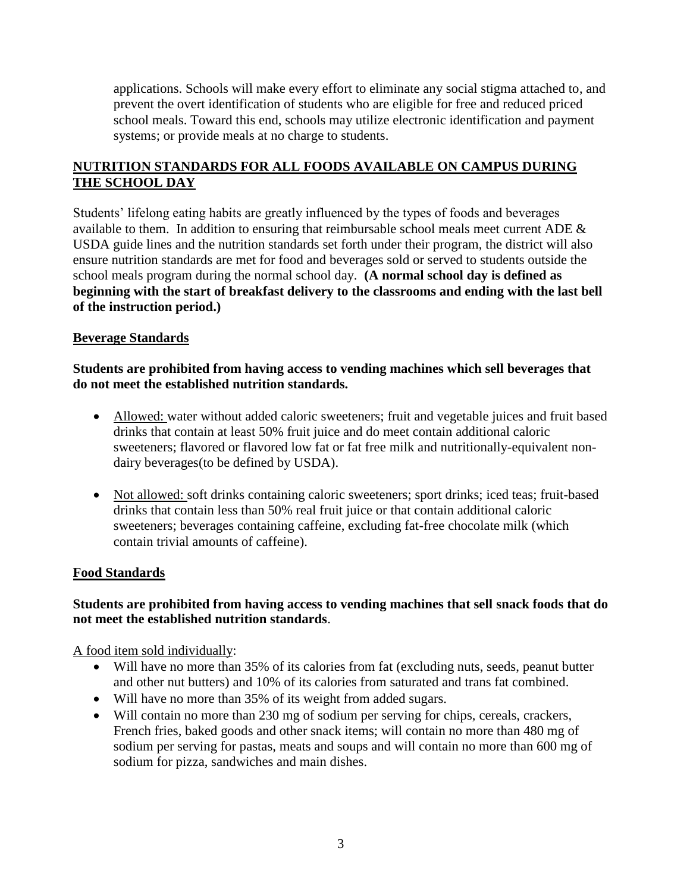applications. Schools will make every effort to eliminate any social stigma attached to, and prevent the overt identification of students who are eligible for free and reduced priced school meals. Toward this end, schools may utilize electronic identification and payment systems; or provide meals at no charge to students.

## NUTRITION STANDARDS FOR ALL FOODS AVAILABLE ON CAMPUS DURING THE SCHOOL DAY

Students' lifelong eating habits are greatly influenced by the types of foods and beverages available to them. In addition to ensuring that reimbursable school meals meet current ADE & USDA guide lines and the nutrition standards set forth under their program, the district will also ensure nutrition standards are met for food and beverages sold or served to students outside the school meals program during the normal school day. **(A normal school day is defined as beginning with the start of breakfast delivery to the classrooms and ending with the last bell of the instruction period.)**

### Beverage Standards

**Students are prohibited from having access to vending machines which sell beverages that do not meet the established nutrition standards.**

- Allowed: water without added caloric sweeteners; fruit and vegetable juices and fruit based drinks that contain at least 50% fruit juice and do meet contain additional caloric sweeteners; flavored or flavored low fat or fat free milk and nutritionally-equivalent non-dairy beverages(to be defined by USDA).

- Not allowed: soft drinks containing caloric sweeteners; sport drinks; iced teas; fruit-based drinks that contain less than 50% real fruit juice or that contain additional caloric sweeteners; beverages containing caffeine, excluding fat-free chocolate milk (which contain trivial amounts of caffeine).

### Food Standards

**Students are prohibited from having access to vending machines that sell snack foods that do not meet the established nutrition standards**.

A food item sold individually:

- Will have no more than 35% of its calories from fat (excluding nuts, seeds, peanut butter and other nut butters) and 10% of its calories from saturated and trans fat combined.
- Will have no more than 35% of its weight from added sugars.
- Will contain no more than 230 mg of sodium per serving for chips, cereals, crackers, French fries, baked goods and other snack items; will contain no more than 480 mg of sodium per serving for pastas, meats and soups and will contain no more than 600 mg of sodium for pizza, sandwiches and main dishes.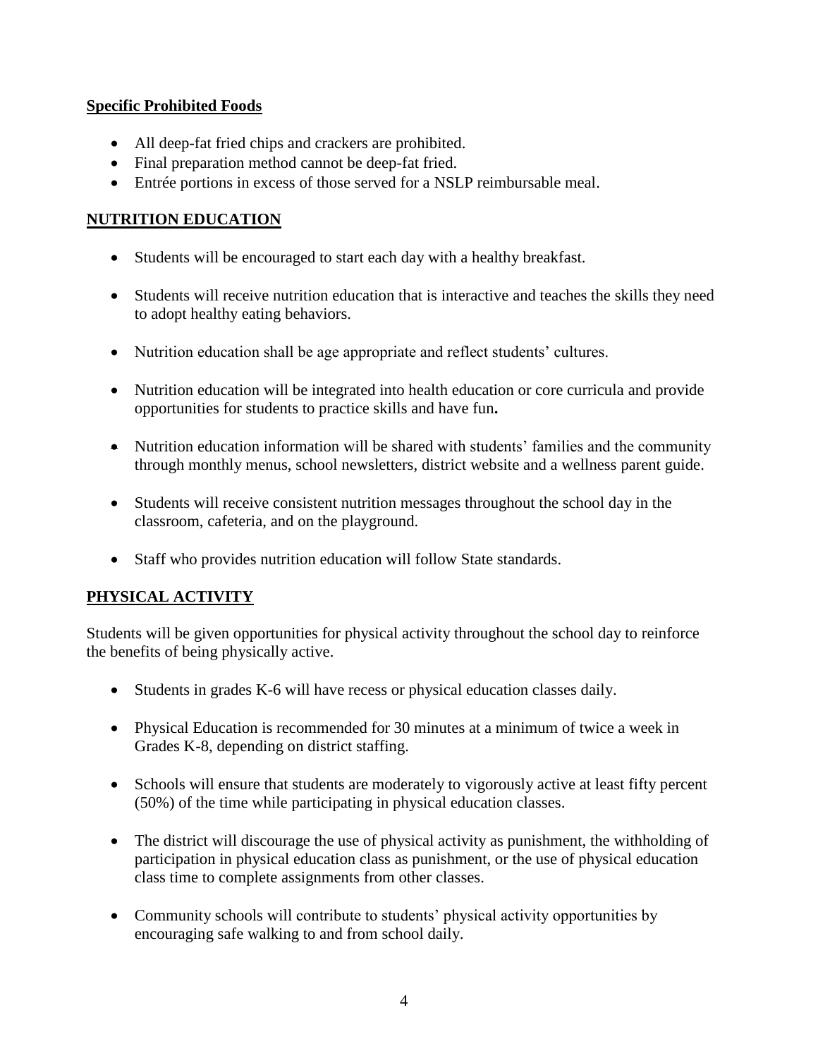**Specific Prohibited Foods**

- All deep-fat fried chips and crackers are prohibited.
- Final preparation method cannot be deep-fat fried.
- Entrée portions in excess of those served for a NSLP reimbursable meal.

## NUTRITION EDUCATION

- Students will be encouraged to start each day with a healthy breakfast.
- Students will receive nutrition education that is interactive and teaches the skills they need to adopt healthy eating behaviors.
- Nutrition education shall be age appropriate and reflect students' cultures.
- Nutrition education will be integrated into health education or core curricula and provide opportunities for students to practice skills and have fun**.**
- Nutrition education information will be shared with students' families and the community through monthly menus, school newsletters, district website and a wellness parent guide.
- Students will receive consistent nutrition messages throughout the school day in the classroom, cafeteria, and on the playground.
- Staff who provides nutrition education will follow State standards.

## PHYSICAL ACTIVITY

Students will be given opportunities for physical activity throughout the school day to reinforce the benefits of being physically active.

- Students in grades K-6 will have recess or physical education classes daily.
- Physical Education is recommended for 30 minutes at a minimum of twice a week in Grades K-8, depending on district staffing.
- Schools will ensure that students are moderately to vigorously active at least fifty percent (50%) of the time while participating in physical education classes.
- The district will discourage the use of physical activity as punishment, the withholding of participation in physical education class as punishment, or the use of physical education class time to complete assignments from other classes.
- Community schools will contribute to students' physical activity opportunities by encouraging safe walking to and from school daily.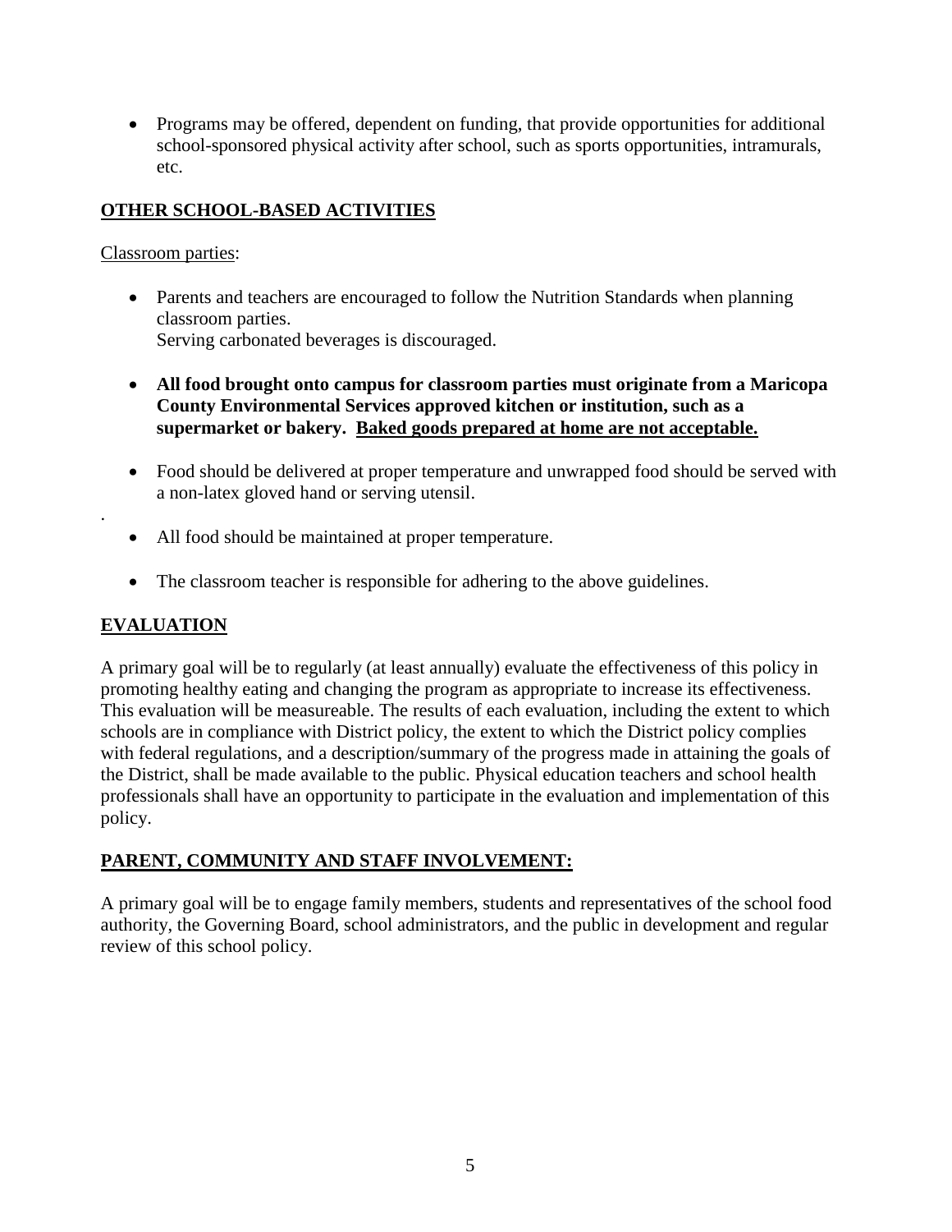- Programs may be offered, dependent on funding, that provide opportunities for additional school-sponsored physical activity after school, such as sports opportunities, intramurals, etc.

## OTHER SCHOOL-BASED ACTIVITIES

Classroom parties:

- Parents and teachers are encouraged to follow the Nutrition Standards when planning classroom parties.
  Serving carbonated beverages is discouraged.

- **All food brought onto campus for classroom parties must originate from a Maricopa County Environmental Services approved kitchen or institution, such as a supermarket or bakery. Baked goods prepared at home are not acceptable.**

- Food should be delivered at proper temperature and unwrapped food should be served with a non-latex gloved hand or serving utensil.

- All food should be maintained at proper temperature.

- The classroom teacher is responsible for adhering to the above guidelines.

## EVALUATION

A primary goal will be to regularly (at least annually) evaluate the effectiveness of this policy in promoting healthy eating and changing the program as appropriate to increase its effectiveness. This evaluation will be measureable. The results of each evaluation, including the extent to which schools are in compliance with District policy, the extent to which the District policy complies with federal regulations, and a description/summary of the progress made in attaining the goals of the District, shall be made available to the public. Physical education teachers and school health professionals shall have an opportunity to participate in the evaluation and implementation of this policy.

## PARENT, COMMUNITY AND STAFF INVOLVEMENT:

A primary goal will be to engage family members, students and representatives of the school food authority, the Governing Board, school administrators, and the public in development and regular review of this school policy.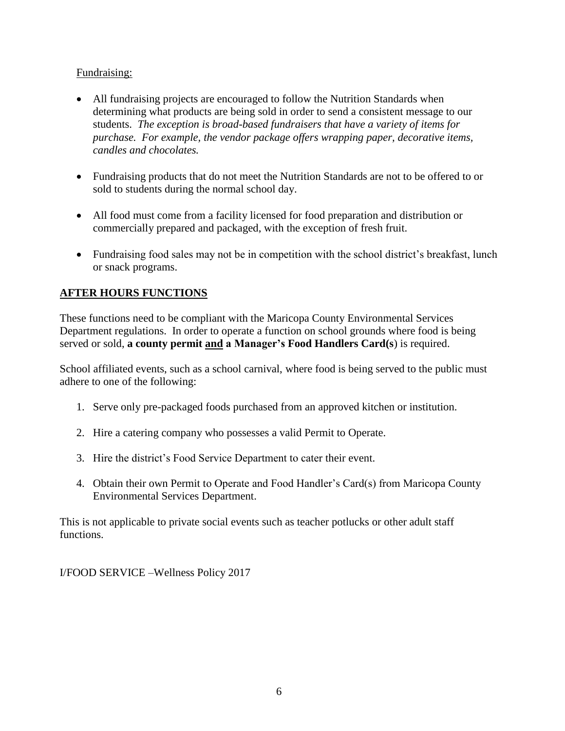Fundraising:

- All fundraising projects are encouraged to follow the Nutrition Standards when determining what products are being sold in order to send a consistent message to our students. *The exception is broad-based fundraisers that have a variety of items for purchase. For example, the vendor package offers wrapping paper, decorative items, candles and chocolates.*

- Fundraising products that do not meet the Nutrition Standards are not to be offered to or sold to students during the normal school day.

- All food must come from a facility licensed for food preparation and distribution or commercially prepared and packaged, with the exception of fresh fruit.

- Fundraising food sales may not be in competition with the school district's breakfast, lunch or snack programs.

## AFTER HOURS FUNCTIONS

These functions need to be compliant with the Maricopa County Environmental Services Department regulations. In order to operate a function on school grounds where food is being served or sold, **a county permit and a Manager's Food Handlers Card(s**) is required.

School affiliated events, such as a school carnival, where food is being served to the public must adhere to one of the following:

1. Serve only pre-packaged foods purchased from an approved kitchen or institution.

2. Hire a catering company who possesses a valid Permit to Operate.

3. Hire the district's Food Service Department to cater their event.

4. Obtain their own Permit to Operate and Food Handler's Card(s) from Maricopa County Environmental Services Department.

This is not applicable to private social events such as teacher potlucks or other adult staff functions.

I/FOOD SERVICE –Wellness Policy 2017